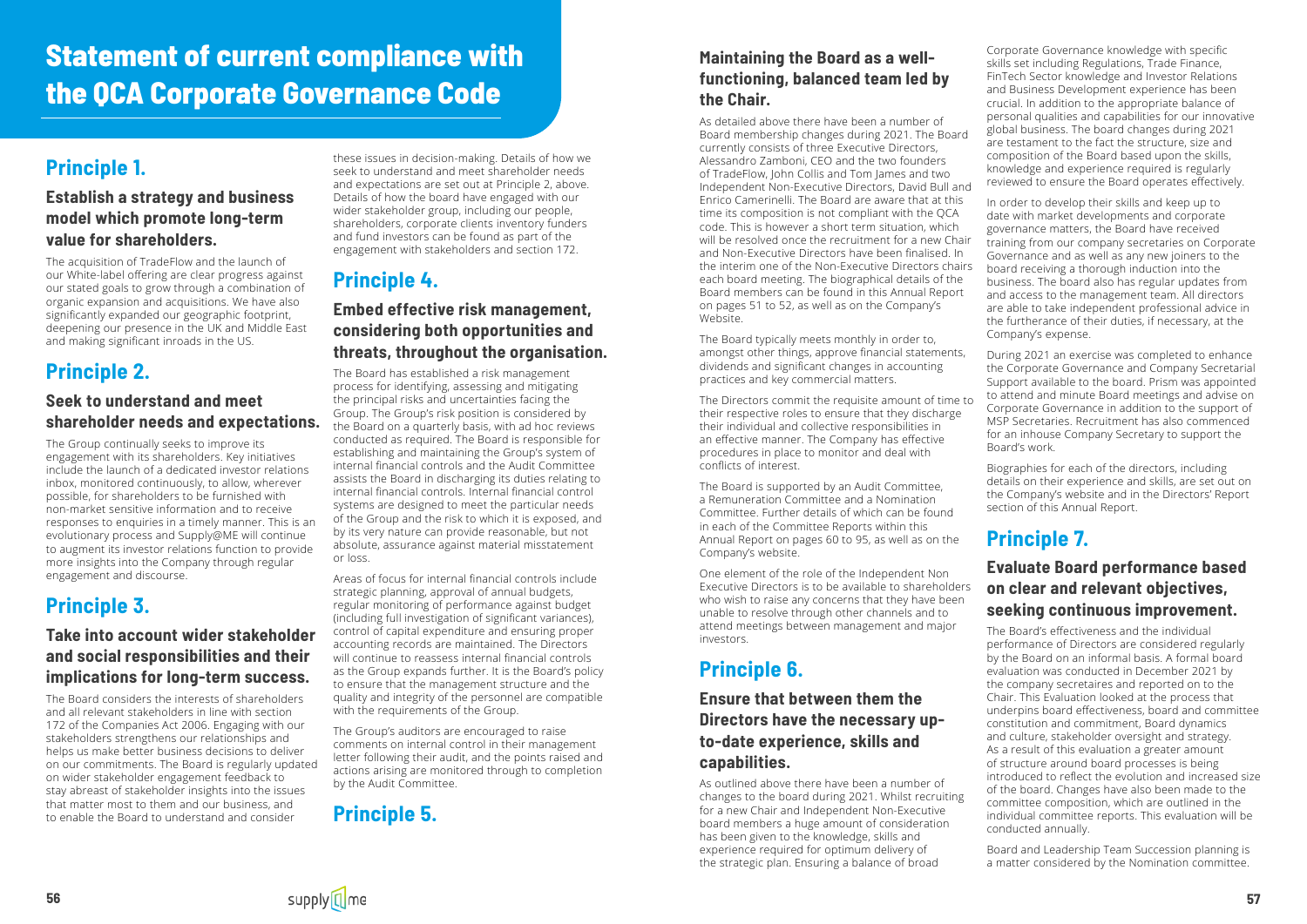# Statement of current compliance with the QCA Corporate Governance Code

## Principle 1.

### Establish a strategy and business model which promote long-term value for shareholders.

The acquisition of TradeFlow and the launch of our White-label offering are clear progress against our stated goals to grow through a combination of organic expansion and acquisitions. We have also significantly expanded our geographic footprint, deepening our presence in the UK and Middle East and making significant inroads in the US.

## Principle 2.

### Seek to understand and meet shareholder needs and expectations.

The Group continually seeks to improve its engagement with its shareholders. Key initiatives include the launch of a dedicated investor relations inbox, monitored continuously, to allow, wherever possible, for shareholders to be furnished with non-market sensitive information and to receive responses to enquiries in a timely manner. This is an evolutionary process and Supply@ME will continue to augment its investor relations function to provide more insights into the Company through regular engagement and discourse.

## Principle 3.

### Take into account wider stakeholder and social responsibilities and their implications for long-term success.

The Board considers the interests of shareholders and all relevant stakeholders in line with section 172 of the Companies Act 2006. Engaging with our stakeholders strengthens our relationships and helps us make better business decisions to deliver on our commitments. The Board is regularly updated on wider stakeholder engagement feedback to stay abreast of stakeholder insights into the issues that matter most to them and our business, and to enable the Board to understand and consider these issues in decision-making. Details of how we seek to understand and meet shareholder needs and expectations are set out at Principle 2, above. Details of how the board have engaged with our wider stakeholder group, including our people, shareholders, corporate clients inventory funders and fund investors can be found as part of the engagement with stakeholders and section 172.

## Principle 4.

### Embed effective risk management, considering both opportunities and threats, throughout the organisation.

The Board has established a risk management process for identifying, assessing and mitigating the principal risks and uncertainties facing the Group. The Group's risk position is considered by the Board on a quarterly basis, with ad hoc reviews conducted as required. The Board is responsible for establishing and maintaining the Group's system of internal controls and the Audit Committee assists the Board in discharging its duties relating to internal financial controls. Internal financial control systems are designed to meet the particular needs of the Group and the risk to which it is exposed, and by its very nature can provide reasonable, but not absolute, assurance against material misstatement or loss.

Areas of focus for internal financial controls include strategic planning, approval of annual budgets, regular monitoring of performance against budget (including full investigation of significant variances), control of capital expenditure and ensuring proper accounting records are maintained. The Directors will continue to reassess internal financial controls as the Group expands further. It is the Board's policy to ensure that the management structure and the quality and integrity of the personnel are compatible with the requirements of the Group.

The Group's auditors are encouraged to raise comments on internal control in their management letter following their audit, and the points raised and actions arising are monitored through to completion by the Audit Committee.

## Principle 5.

### Maintaining the Board as a well-functioning, balanced team led by the Chair.

As detailed above there have been a number of Board membership changes during 2021. The Board currently consists of three Executive Directors, Alessandro Zamboni, CEO and the two founders of TradeFlow, John Collis and Tom James and two Independent Non-Executive Directors, David Bull and Enrico Camerinelli. The Board are aware that at this time its composition is not compliant with the QCA code. This is however a short term situation, which will be resolved once the recruitment for a new Chair and Non-Executive Directors have been finalised. In the interim one of the Non-Executive Directors chairs each board meeting. The biographical details of the Board members can be found in this Annual Report on pages 51 to 52, as well as on the Company's Website.

The Board typically meets monthly in order to, amongst other things, approve financial statements, dividends and significant changes in accounting practices and key commercial matters.

The Directors commit the requisite amount of time to their respective roles to ensure that they discharge their individual and collective responsibilities in an effective manner. The Company has effective procedures in place to monitor and deal with conflicts of interest.

The Board is supported by an Audit Committee, a Remuneration Committee and a Nomination Committee. Further details of which can be found in each of the Committee Reports within this Annual Report on pages 60 to 95, as well as on the Company's website.

One element of the role of the Independent Non Executive Directors is to be available to shareholders who wish to raise any concerns that they have been unable to resolve through other channels and to attend meetings between management and major investors.

## Principle 6.

### Ensure that between them the Directors have the necessary up-to-date experience, skills and capabilities.

As outlined above there have been a number of changes to the board during 2021. Whilst recruiting for a new Chair and Independent Non-Executive board members a huge amount of consideration has been given to the knowledge, skills and experience required for optimum delivery of the strategic plan. Ensuring a balance of broad Corporate Governance knowledge with specific skills set including Regulations, Trade Finance, FinTech Sector knowledge and Investor Relations and Business Development experience has been crucial. In addition to the appropriate balance of personal qualities and capabilities for our innovative global business. The board changes during 2021 are testament to the fact the structure, size and composition of the Board based upon the skills, knowledge and experience required is regularly reviewed to ensure the Board operates effectively.

In order to develop their skills and keep up to date with market developments and corporate governance matters, the Board have received training from our company secretaries on Corporate Governance and as well as any new joiners to the board receiving a thorough induction into the business. The board also has regular updates from and access to the management team. All directors are able to take independent professional advice in the furtherance of their duties, if necessary, at the Company's expense.

During 2021 an exercise was completed to enhance the Corporate Governance and Company Secretarial Support available to the board. Prism was appointed to attend and minute Board meetings and advise on Corporate Governance in addition to the support of MSP Secretaries. Recruitment has also commenced for an inhouse Company Secretary to support the Board's work.

Biographies for each of the directors, including details on their experience and skills, are set out on the Company's website and in the Directors' Report section of this Annual Report.

## Principle 7.

### Evaluate Board performance based on clear and relevant objectives, seeking continuous improvement.

The Board's effectiveness and the individual performance of Directors are considered regularly by the Board on an informal basis. A formal board evaluation was conducted in December 2021 by the company secretaires and reported on to the Chair. This Evaluation looked at the process that underpins board effectiveness, board and committee constitution and commitment, Board dynamics and culture, stakeholder oversight and strategy. As a result of this evaluation a greater amount of structure around board processes is being introduced to reflect the evolution and increased size of the board. Changes have also been made to the committee composition, which are outlined in the individual committee reports. This evaluation will be conducted annually.

Board and Leadership Team Succession planning is a matter considered by the Nomination committee.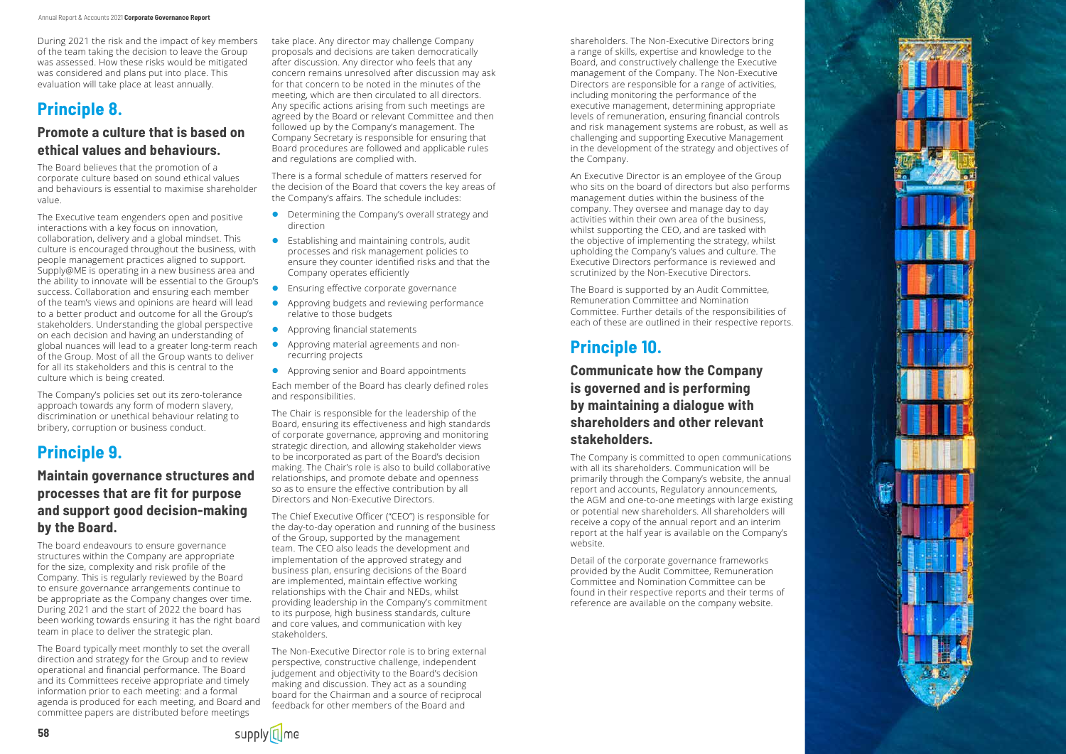During 2021 the risk and the impact of key members of the team taking the decision to leave the Group was assessed. How these risks would be mitigated was considered and plans put into place. This evaluation will take place at least annually.

## Principle 8.

### Promote a culture that is based on ethical values and behaviours.

The Board believes that the promotion of a corporate culture based on sound ethical values and behaviours is essential to maximise shareholder value.

The Executive team engenders open and positive interactions with a key focus on innovation, collaboration, delivery and a global mindset. This culture is encouraged throughout the business, with people management practices aligned to support. Supply@ME is operating in a new business area and the ability to innovate will be essential to the Group's success. Collaboration and ensuring each member of the team's views and opinions are heard will lead to a better product and outcome for all the Group's stakeholders. Understanding the global perspective on each decision and having an understanding of global nuances will lead to a greater long-term reach of the Group. Most of all the Group wants to deliver for all its stakeholders and this is central to the culture which is being created.

The Company's policies set out its zero-tolerance approach towards any form of modern slavery, discrimination or unethical behaviour relating to bribery, corruption or business conduct.

## Principle 9.

### Maintain governance structures and processes that are fit for purpose and support good decision-making by the Board.

The board endeavours to ensure governance structures within the Company are appropriate for the size, complexity and risk profile of the Company. This is regularly reviewed by the Board to ensure governance arrangements continue to be appropriate as the Company changes over time. During 2021 and the start of 2022 the board has been working towards ensuring it has the right board team in place to deliver the strategic plan.

The Board typically meet monthly to set the overall direction and strategy for the Group and to review operational and financial performance. The Board and its Committees receive appropriate and timely information prior to each meeting: and a formal agenda is produced for each meeting, and Board and committee papers are distributed before meetings take place. Any director may challenge Company proposals and decisions are taken democratically after discussion. Any director who feels that any concern remains unresolved after discussion may ask for that concern to be noted in the minutes of the meeting, which are then circulated to all directors. Any specific actions arising from such meetings are agreed by the Board or relevant Committee and then followed up by the Company's management. The Company Secretary is responsible for ensuring that Board procedures are followed and applicable rules and regulations are complied with.

There is a formal schedule of matters reserved for the decision of the Board that covers the key areas of the Company's affairs. The schedule includes:

- Determining the Company's overall strategy and direction
- Establishing and maintaining controls, audit processes and risk management policies to ensure they counter identified risks and that the Company operates efficiently
- Ensuring effective corporate governance
- Approving budgets and reviewing performance relative to those budgets
- Approving financial statements
- Approving material agreements and non-recurring projects
- Approving senior and Board appointments

Each member of the Board has clearly defined roles and responsibilities.

The Chair is responsible for the leadership of the Board, ensuring its effectiveness and high standards of corporate governance, approving and monitoring strategic direction, and allowing stakeholder views to be incorporated as part of the Board's decision making. The Chair's role is also to build collaborative relationships, and promote debate and openness so as to ensure the effective contribution by all Directors and Non-Executive Directors.

The Chief Executive Officer ("CEO") is responsible for the day-to-day operation and running of the business of the Group, supported by the management team. The CEO also leads the development and implementation of the approved strategy and business plan, ensuring decisions of the Board are implemented, maintain effective working relationships with the Chair and NEDs, whilst providing leadership in the Company's commitment to its purpose, high business standards, culture and core values, and communication with key stakeholders.

The Non-Executive Director role is to bring external perspective, constructive challenge, independent judgement and objectivity to the Board's decision making and discussion. They act as a sounding board for the Chairman and a source of reciprocal feedback for other members of the Board and shareholders. The Non-Executive Directors bring a range of skills, expertise and knowledge to the Board, and constructively challenge the Executive management of the Company. The Non-Executive Directors are responsible for a range of activities, including monitoring the performance of the executive management, determining appropriate levels of remuneration, ensuring financial controls and risk management systems are robust, as well as challenging and supporting Executive Management in the development of the strategy and objectives of the Company.

An Executive Director is an employee of the Group who sits on the board of directors but also performs management duties within the business of the company. They oversee and manage day to day activities within their own area of the business, whilst supporting the CEO, and are tasked with the objective of implementing the strategy, whilst upholding the Company's values and culture. The Executive Directors performance is reviewed and scrutinized by the Non-Executive Directors.

The Board is supported by an Audit Committee, Remuneration Committee and Nomination Committee. Further details of the responsibilities of each of these are outlined in their respective reports.

## Principle 10.

### Communicate how the Company is governed and is performing by maintaining a dialogue with shareholders and other relevant stakeholders.

The Company is committed to open communications with all its shareholders. Communication will be primarily through the Company's website, the annual report and accounts, Regulatory announcements, the AGM and one-to-one meetings with large existing or potential new shareholders. All shareholders will receive a copy of the annual report and an interim report at the half year is available on the Company's website.

Detail of the corporate governance frameworks provided by the Audit Committee, Remuneration Committee and Nomination Committee can be found in their respective reports and their terms of reference are available on the company website.